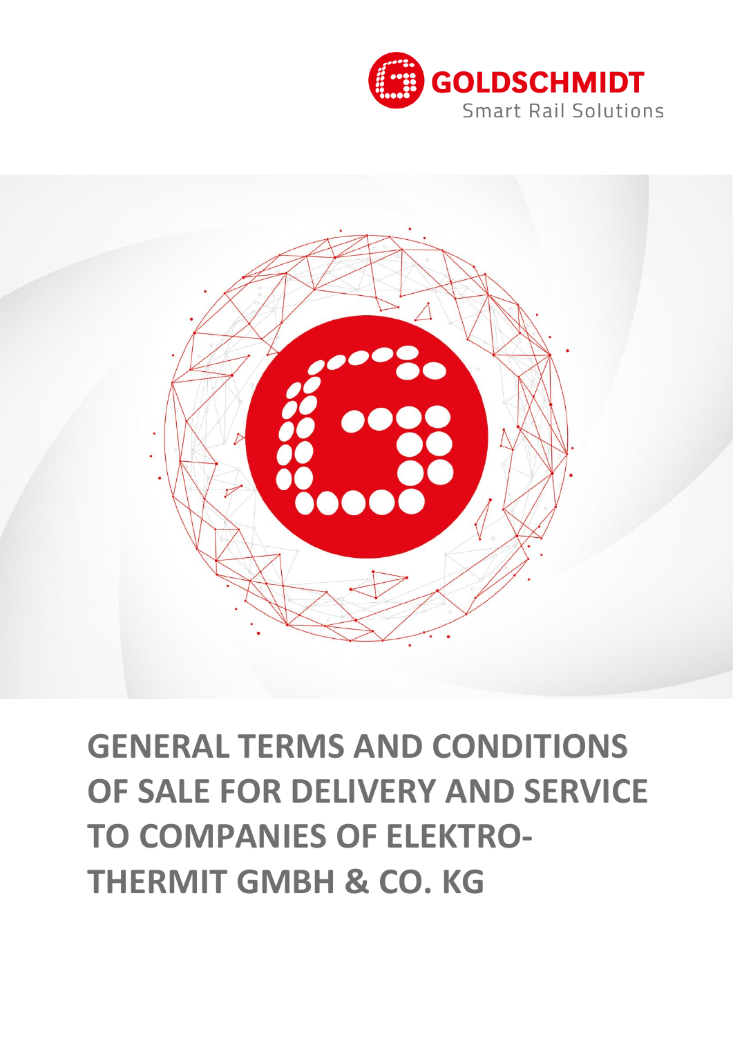GOLDSCHMIDT
Smart Rail Solutions

# GENERAL TERMS AND CONDITIONS OF SALE FOR DELIVERY AND SERVICE TO COMPANIES OF ELEKTRO-THERMIT GMBH & CO. KG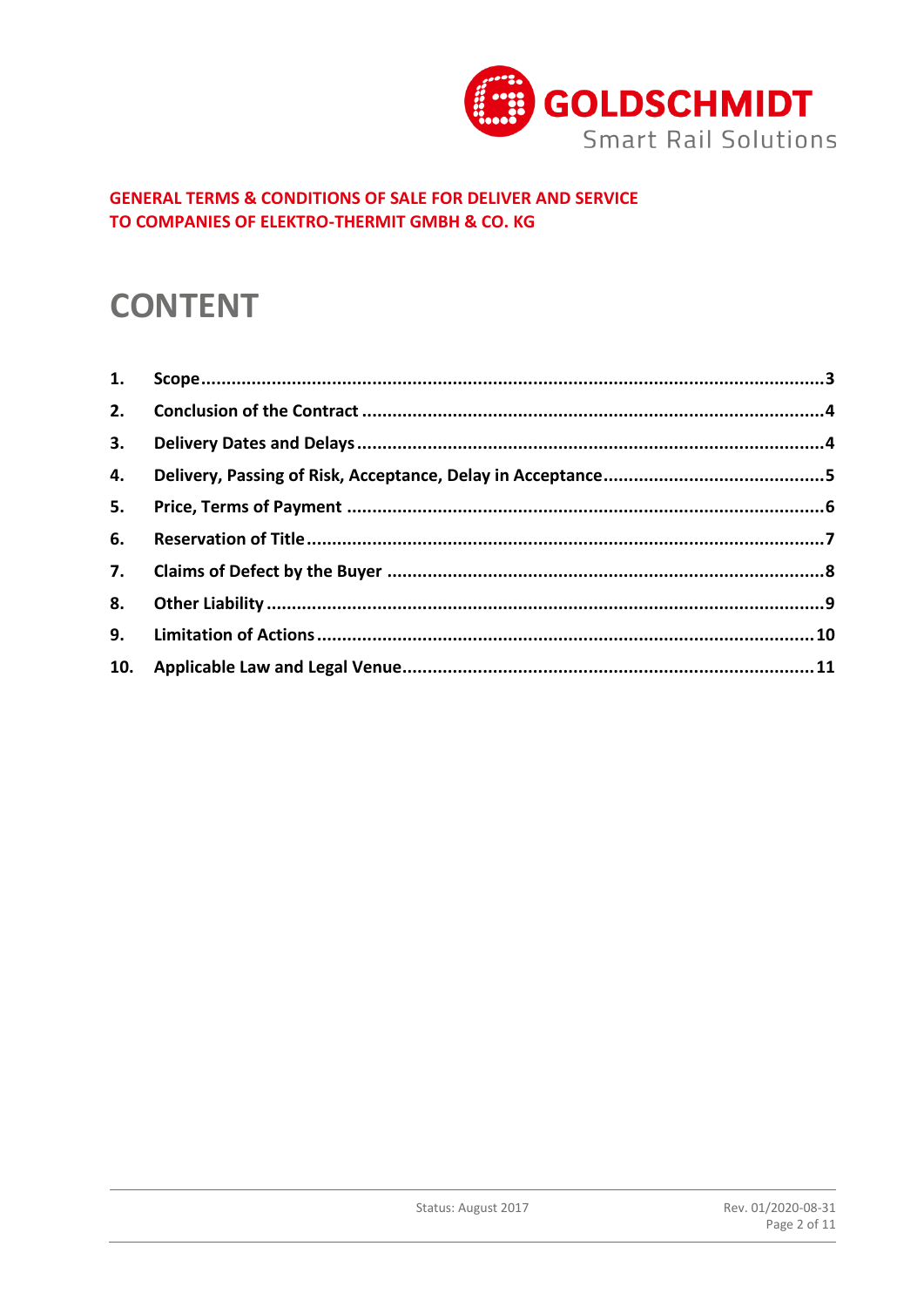GOLDSCHMIDT
Smart Rail Solutions

**GENERAL TERMS & CONDITIONS OF SALE FOR DELIVER AND SERVICE TO COMPANIES OF ELEKTRO-THERMIT GMBH & CO. KG**

# CONTENT

| | | |
|---|---|---|
| **1.** | **Scope** | **3** |
| **2.** | **Conclusion of the Contract** | **4** |
| **3.** | **Delivery Dates and Delays** | **4** |
| **4.** | **Delivery, Passing of Risk, Acceptance, Delay in Acceptance** | **5** |
| **5.** | **Price, Terms of Payment** | **6** |
| **6.** | **Reservation of Title** | **7** |
| **7.** | **Claims of Defect by the Buyer** | **8** |
| **8.** | **Other Liability** | **9** |
| **9.** | **Limitation of Actions** | **10** |
| **10.** | **Applicable Law and Legal Venue** | **11** |

Status: August 2017

Rev. 01/2020-08-31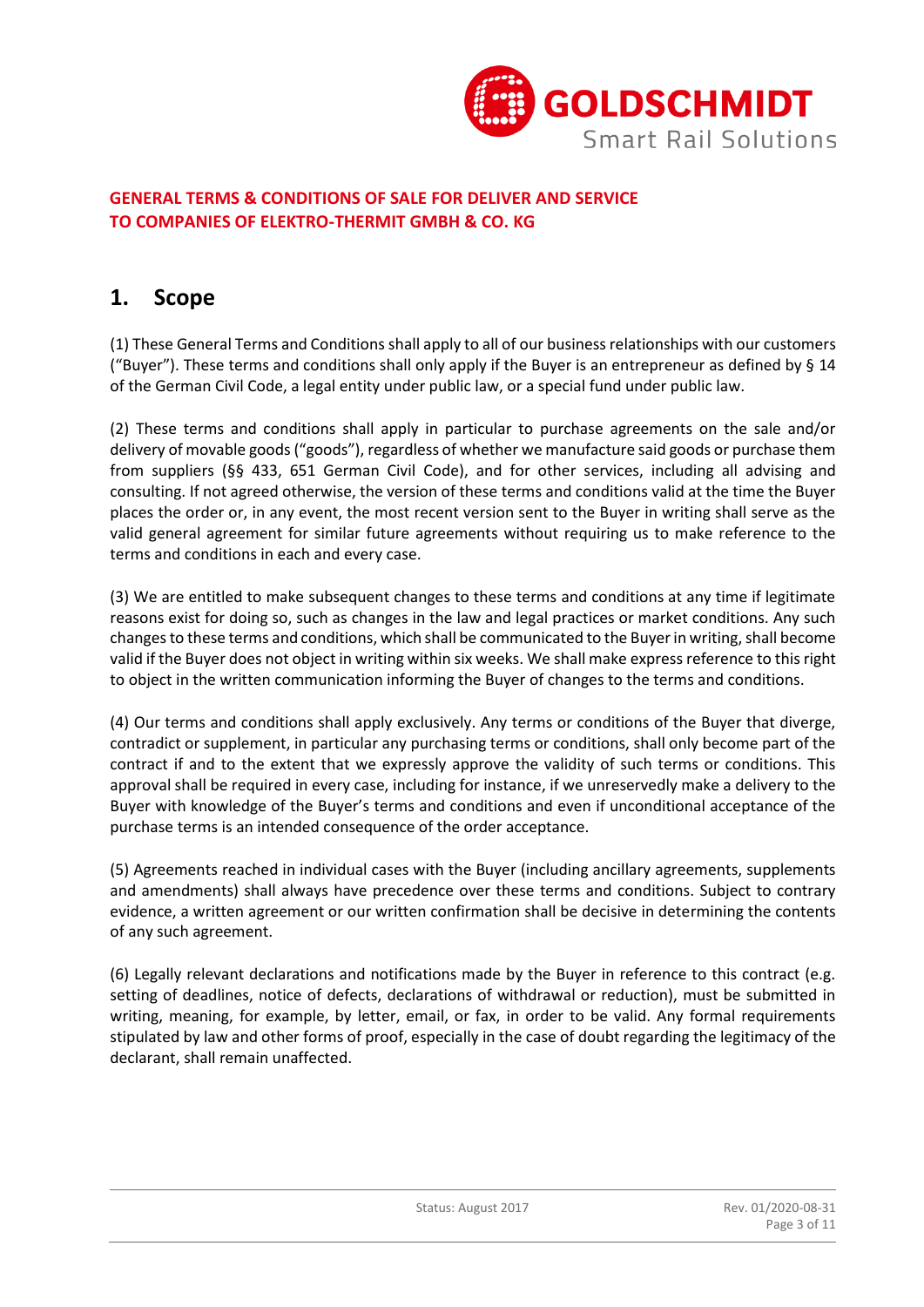**GENERAL TERMS & CONDITIONS OF SALE FOR DELIVER AND SERVICE TO COMPANIES OF ELEKTRO-THERMIT GMBH & CO. KG**

## 1. Scope

(1) These General Terms and Conditions shall apply to all of our business relationships with our customers ("Buyer"). These terms and conditions shall only apply if the Buyer is an entrepreneur as defined by § 14 of the German Civil Code, a legal entity under public law, or a special fund under public law.

(2) These terms and conditions shall apply in particular to purchase agreements on the sale and/or delivery of movable goods ("goods"), regardless of whether we manufacture said goods or purchase them from suppliers (§§ 433, 651 German Civil Code), and for other services, including all advising and consulting. If not agreed otherwise, the version of these terms and conditions valid at the time the Buyer places the order or, in any event, the most recent version sent to the Buyer in writing shall serve as the valid general agreement for similar future agreements without requiring us to make reference to the terms and conditions in each and every case.

(3) We are entitled to make subsequent changes to these terms and conditions at any time if legitimate reasons exist for doing so, such as changes in the law and legal practices or market conditions. Any such changes to these terms and conditions, which shall be communicated to the Buyer in writing, shall become valid if the Buyer does not object in writing within six weeks. We shall make express reference to this right to object in the written communication informing the Buyer of changes to the terms and conditions.

(4) Our terms and conditions shall apply exclusively. Any terms or conditions of the Buyer that diverge, contradict or supplement, in particular any purchasing terms or conditions, shall only become part of the contract if and to the extent that we expressly approve the validity of such terms or conditions. This approval shall be required in every case, including for instance, if we unreservedly make a delivery to the Buyer with knowledge of the Buyer's terms and conditions and even if unconditional acceptance of the purchase terms is an intended consequence of the order acceptance.

(5) Agreements reached in individual cases with the Buyer (including ancillary agreements, supplements and amendments) shall always have precedence over these terms and conditions. Subject to contrary evidence, a written agreement or our written confirmation shall be decisive in determining the contents of any such agreement.

(6) Legally relevant declarations and notifications made by the Buyer in reference to this contract (e.g. setting of deadlines, notice of defects, declarations of withdrawal or reduction), must be submitted in writing, meaning, for example, by letter, email, or fax, in order to be valid. Any formal requirements stipulated by law and other forms of proof, especially in the case of doubt regarding the legitimacy of the declarant, shall remain unaffected.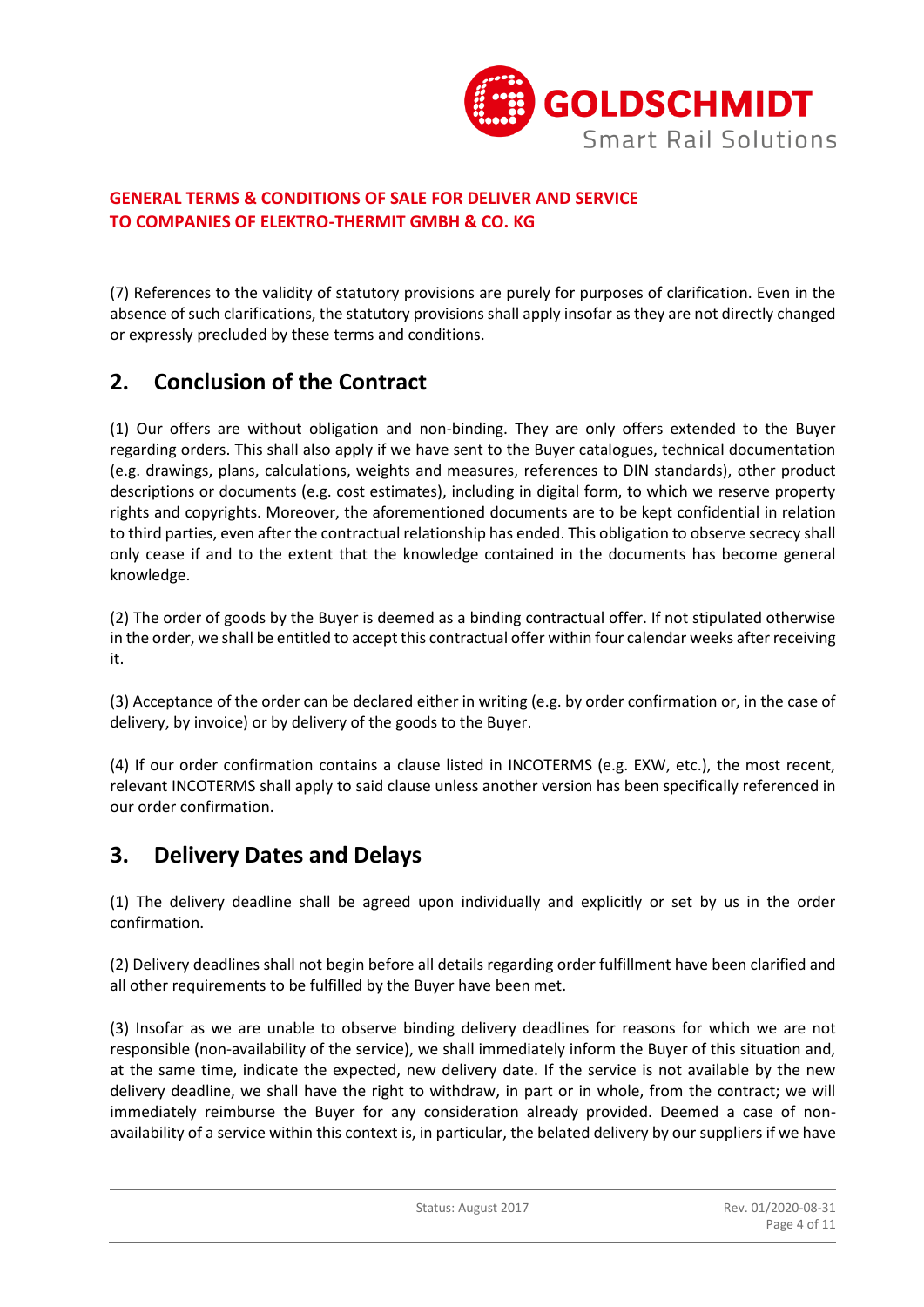(7) References to the validity of statutory provisions are purely for purposes of clarification. Even in the absence of such clarifications, the statutory provisions shall apply insofar as they are not directly changed or expressly precluded by these terms and conditions.

## 2. Conclusion of the Contract

(1) Our offers are without obligation and non-binding. They are only offers extended to the Buyer regarding orders. This shall also apply if we have sent to the Buyer catalogues, technical documentation (e.g. drawings, plans, calculations, weights and measures, references to DIN standards), other product descriptions or documents (e.g. cost estimates), including in digital form, to which we reserve property rights and copyrights. Moreover, the aforementioned documents are to be kept confidential in relation to third parties, even after the contractual relationship has ended. This obligation to observe secrecy shall only cease if and to the extent that the knowledge contained in the documents has become general knowledge.

(2) The order of goods by the Buyer is deemed as a binding contractual offer. If not stipulated otherwise in the order, we shall be entitled to accept this contractual offer within four calendar weeks after receiving it.

(3) Acceptance of the order can be declared either in writing (e.g. by order confirmation or, in the case of delivery, by invoice) or by delivery of the goods to the Buyer.

(4) If our order confirmation contains a clause listed in INCOTERMS (e.g. EXW, etc.), the most recent, relevant INCOTERMS shall apply to said clause unless another version has been specifically referenced in our order confirmation.

## 3. Delivery Dates and Delays

(1) The delivery deadline shall be agreed upon individually and explicitly or set by us in the order confirmation.

(2) Delivery deadlines shall not begin before all details regarding order fulfillment have been clarified and all other requirements to be fulfilled by the Buyer have been met.

(3) Insofar as we are unable to observe binding delivery deadlines for reasons for which we are not responsible (non-availability of the service), we shall immediately inform the Buyer of this situation and, at the same time, indicate the expected, new delivery date. If the service is not available by the new delivery deadline, we shall have the right to withdraw, in part or in whole, from the contract; we will immediately reimburse the Buyer for any consideration already provided. Deemed a case of non-availability of a service within this context is, in particular, the belated delivery by our suppliers if we have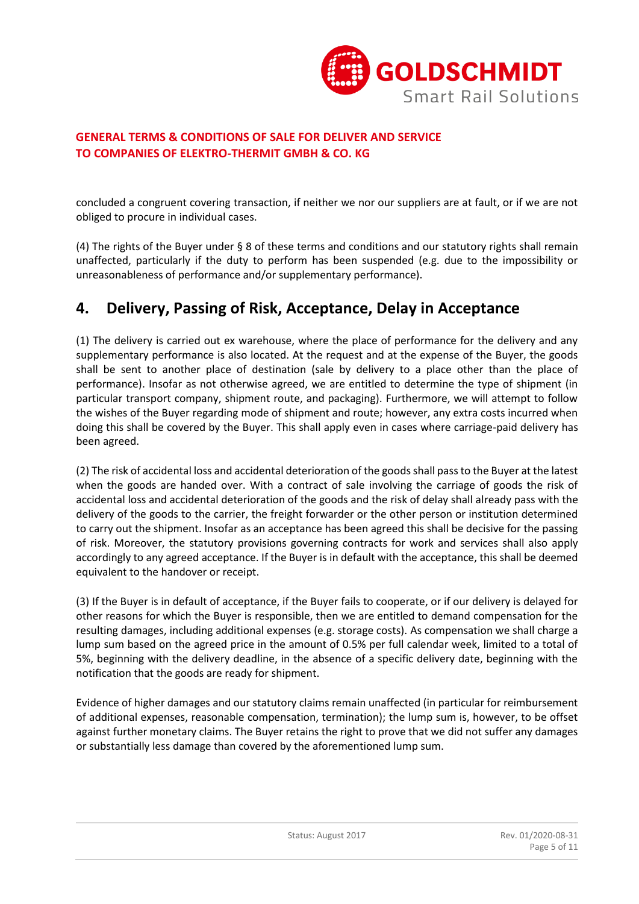concluded a congruent covering transaction, if neither we nor our suppliers are at fault, or if we are not obliged to procure in individual cases.

(4) The rights of the Buyer under § 8 of these terms and conditions and our statutory rights shall remain unaffected, particularly if the duty to perform has been suspended (e.g. due to the impossibility or unreasonableness of performance and/or supplementary performance).

## 4. Delivery, Passing of Risk, Acceptance, Delay in Acceptance

(1) The delivery is carried out ex warehouse, where the place of performance for the delivery and any supplementary performance is also located. At the request and at the expense of the Buyer, the goods shall be sent to another place of destination (sale by delivery to a place other than the place of performance). Insofar as not otherwise agreed, we are entitled to determine the type of shipment (in particular transport company, shipment route, and packaging). Furthermore, we will attempt to follow the wishes of the Buyer regarding mode of shipment and route; however, any extra costs incurred when doing this shall be covered by the Buyer. This shall apply even in cases where carriage-paid delivery has been agreed.

(2) The risk of accidental loss and accidental deterioration of the goods shall pass to the Buyer at the latest when the goods are handed over. With a contract of sale involving the carriage of goods the risk of accidental loss and accidental deterioration of the goods and the risk of delay shall already pass with the delivery of the goods to the carrier, the freight forwarder or the other person or institution determined to carry out the shipment. Insofar as an acceptance has been agreed this shall be decisive for the passing of risk. Moreover, the statutory provisions governing contracts for work and services shall also apply accordingly to any agreed acceptance. If the Buyer is in default with the acceptance, this shall be deemed equivalent to the handover or receipt.

(3) If the Buyer is in default of acceptance, if the Buyer fails to cooperate, or if our delivery is delayed for other reasons for which the Buyer is responsible, then we are entitled to demand compensation for the resulting damages, including additional expenses (e.g. storage costs). As compensation we shall charge a lump sum based on the agreed price in the amount of 0.5% per full calendar week, limited to a total of 5%, beginning with the delivery deadline, in the absence of a specific delivery date, beginning with the notification that the goods are ready for shipment.

Evidence of higher damages and our statutory claims remain unaffected (in particular for reimbursement of additional expenses, reasonable compensation, termination); the lump sum is, however, to be offset against further monetary claims. The Buyer retains the right to prove that we did not suffer any damages or substantially less damage than covered by the aforementioned lump sum.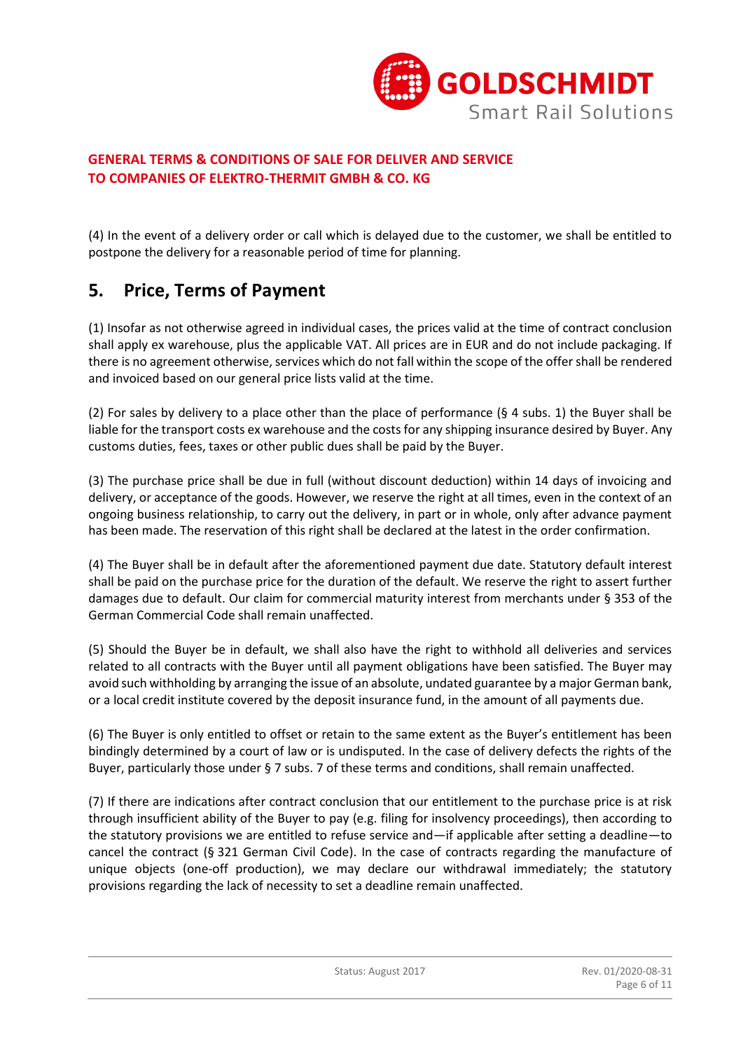(4) In the event of a delivery order or call which is delayed due to the customer, we shall be entitled to postpone the delivery for a reasonable period of time for planning.

## 5. Price, Terms of Payment

(1) Insofar as not otherwise agreed in individual cases, the prices valid at the time of contract conclusion shall apply ex warehouse, plus the applicable VAT. All prices are in EUR and do not include packaging. If there is no agreement otherwise, services which do not fall within the scope of the offer shall be rendered and invoiced based on our general price lists valid at the time.

(2) For sales by delivery to a place other than the place of performance (§ 4 subs. 1) the Buyer shall be liable for the transport costs ex warehouse and the costs for any shipping insurance desired by Buyer. Any customs duties, fees, taxes or other public dues shall be paid by the Buyer.

(3) The purchase price shall be due in full (without discount deduction) within 14 days of invoicing and delivery, or acceptance of the goods. However, we reserve the right at all times, even in the context of an ongoing business relationship, to carry out the delivery, in part or in whole, only after advance payment has been made. The reservation of this right shall be declared at the latest in the order confirmation.

(4) The Buyer shall be in default after the aforementioned payment due date. Statutory default interest shall be paid on the purchase price for the duration of the default. We reserve the right to assert further damages due to default. Our claim for commercial maturity interest from merchants under § 353 of the German Commercial Code shall remain unaffected.

(5) Should the Buyer be in default, we shall also have the right to withhold all deliveries and services related to all contracts with the Buyer until all payment obligations have been satisfied. The Buyer may avoid such withholding by arranging the issue of an absolute, undated guarantee by a major German bank, or a local credit institute covered by the deposit insurance fund, in the amount of all payments due.

(6) The Buyer is only entitled to offset or retain to the same extent as the Buyer's entitlement has been bindingly determined by a court of law or is undisputed. In the case of delivery defects the rights of the Buyer, particularly those under § 7 subs. 7 of these terms and conditions, shall remain unaffected.

(7) If there are indications after contract conclusion that our entitlement to the purchase price is at risk through insufficient ability of the Buyer to pay (e.g. filing for insolvency proceedings), then according to the statutory provisions we are entitled to refuse service and—if applicable after setting a deadline—to cancel the contract (§ 321 German Civil Code). In the case of contracts regarding the manufacture of unique objects (one-off production), we may declare our withdrawal immediately; the statutory provisions regarding the lack of necessity to set a deadline remain unaffected.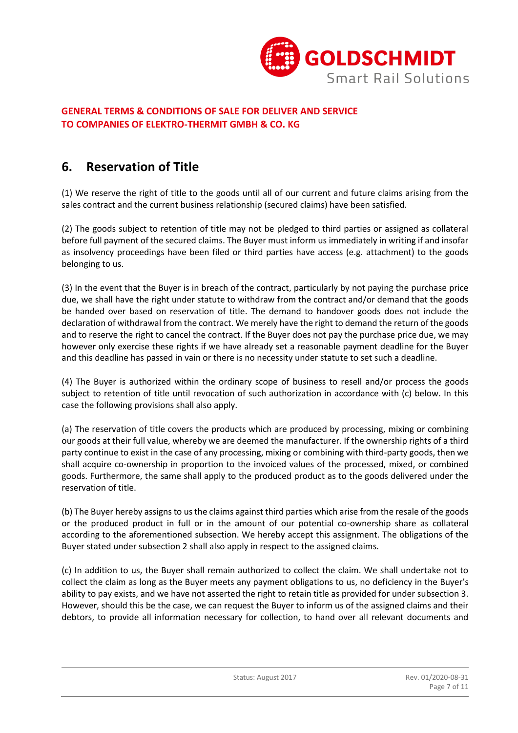## 6. Reservation of Title

(1) We reserve the right of title to the goods until all of our current and future claims arising from the sales contract and the current business relationship (secured claims) have been satisfied.

(2) The goods subject to retention of title may not be pledged to third parties or assigned as collateral before full payment of the secured claims. The Buyer must inform us immediately in writing if and insofar as insolvency proceedings have been filed or third parties have access (e.g. attachment) to the goods belonging to us.

(3) In the event that the Buyer is in breach of the contract, particularly by not paying the purchase price due, we shall have the right under statute to withdraw from the contract and/or demand that the goods be handed over based on reservation of title. The demand to handover goods does not include the declaration of withdrawal from the contract. We merely have the right to demand the return of the goods and to reserve the right to cancel the contract. If the Buyer does not pay the purchase price due, we may however only exercise these rights if we have already set a reasonable payment deadline for the Buyer and this deadline has passed in vain or there is no necessity under statute to set such a deadline.

(4) The Buyer is authorized within the ordinary scope of business to resell and/or process the goods subject to retention of title until revocation of such authorization in accordance with (c) below. In this case the following provisions shall also apply.

(a) The reservation of title covers the products which are produced by processing, mixing or combining our goods at their full value, whereby we are deemed the manufacturer. If the ownership rights of a third party continue to exist in the case of any processing, mixing or combining with third-party goods, then we shall acquire co-ownership in proportion to the invoiced values of the processed, mixed, or combined goods. Furthermore, the same shall apply to the produced product as to the goods delivered under the reservation of title.

(b) The Buyer hereby assigns to us the claims against third parties which arise from the resale of the goods or the produced product in full or in the amount of our potential co-ownership share as collateral according to the aforementioned subsection. We hereby accept this assignment. The obligations of the Buyer stated under subsection 2 shall also apply in respect to the assigned claims.

(c) In addition to us, the Buyer shall remain authorized to collect the claim. We shall undertake not to collect the claim as long as the Buyer meets any payment obligations to us, no deficiency in the Buyer's ability to pay exists, and we have not asserted the right to retain title as provided for under subsection 3. However, should this be the case, we can request the Buyer to inform us of the assigned claims and their debtors, to provide all information necessary for collection, to hand over all relevant documents and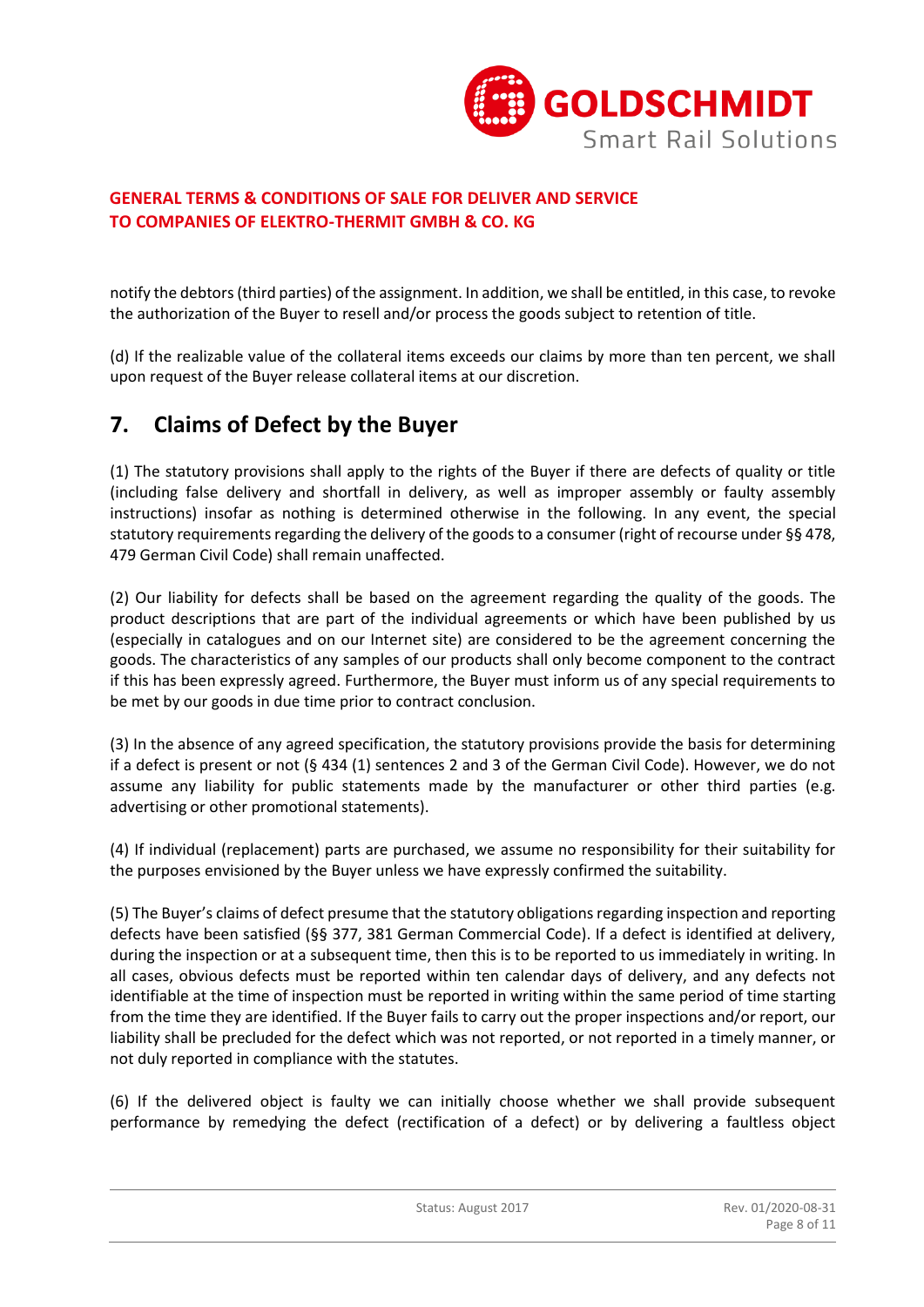notify the debtors (third parties) of the assignment. In addition, we shall be entitled, in this case, to revoke the authorization of the Buyer to resell and/or process the goods subject to retention of title.

(d) If the realizable value of the collateral items exceeds our claims by more than ten percent, we shall upon request of the Buyer release collateral items at our discretion.

## 7. Claims of Defect by the Buyer

(1) The statutory provisions shall apply to the rights of the Buyer if there are defects of quality or title (including false delivery and shortfall in delivery, as well as improper assembly or faulty assembly instructions) insofar as nothing is determined otherwise in the following. In any event, the special statutory requirements regarding the delivery of the goods to a consumer (right of recourse under §§ 478, 479 German Civil Code) shall remain unaffected.

(2) Our liability for defects shall be based on the agreement regarding the quality of the goods. The product descriptions that are part of the individual agreements or which have been published by us (especially in catalogues and on our Internet site) are considered to be the agreement concerning the goods. The characteristics of any samples of our products shall only become component to the contract if this has been expressly agreed. Furthermore, the Buyer must inform us of any special requirements to be met by our goods in due time prior to contract conclusion.

(3) In the absence of any agreed specification, the statutory provisions provide the basis for determining if a defect is present or not (§ 434 (1) sentences 2 and 3 of the German Civil Code). However, we do not assume any liability for public statements made by the manufacturer or other third parties (e.g. advertising or other promotional statements).

(4) If individual (replacement) parts are purchased, we assume no responsibility for their suitability for the purposes envisioned by the Buyer unless we have expressly confirmed the suitability.

(5) The Buyer's claims of defect presume that the statutory obligations regarding inspection and reporting defects have been satisfied (§§ 377, 381 German Commercial Code). If a defect is identified at delivery, during the inspection or at a subsequent time, then this is to be reported to us immediately in writing. In all cases, obvious defects must be reported within ten calendar days of delivery, and any defects not identifiable at the time of inspection must be reported in writing within the same period of time starting from the time they are identified. If the Buyer fails to carry out the proper inspections and/or report, our liability shall be precluded for the defect which was not reported, or not reported in a timely manner, or not duly reported in compliance with the statutes.

(6) If the delivered object is faulty we can initially choose whether we shall provide subsequent performance by remedying the defect (rectification of a defect) or by delivering a faultless object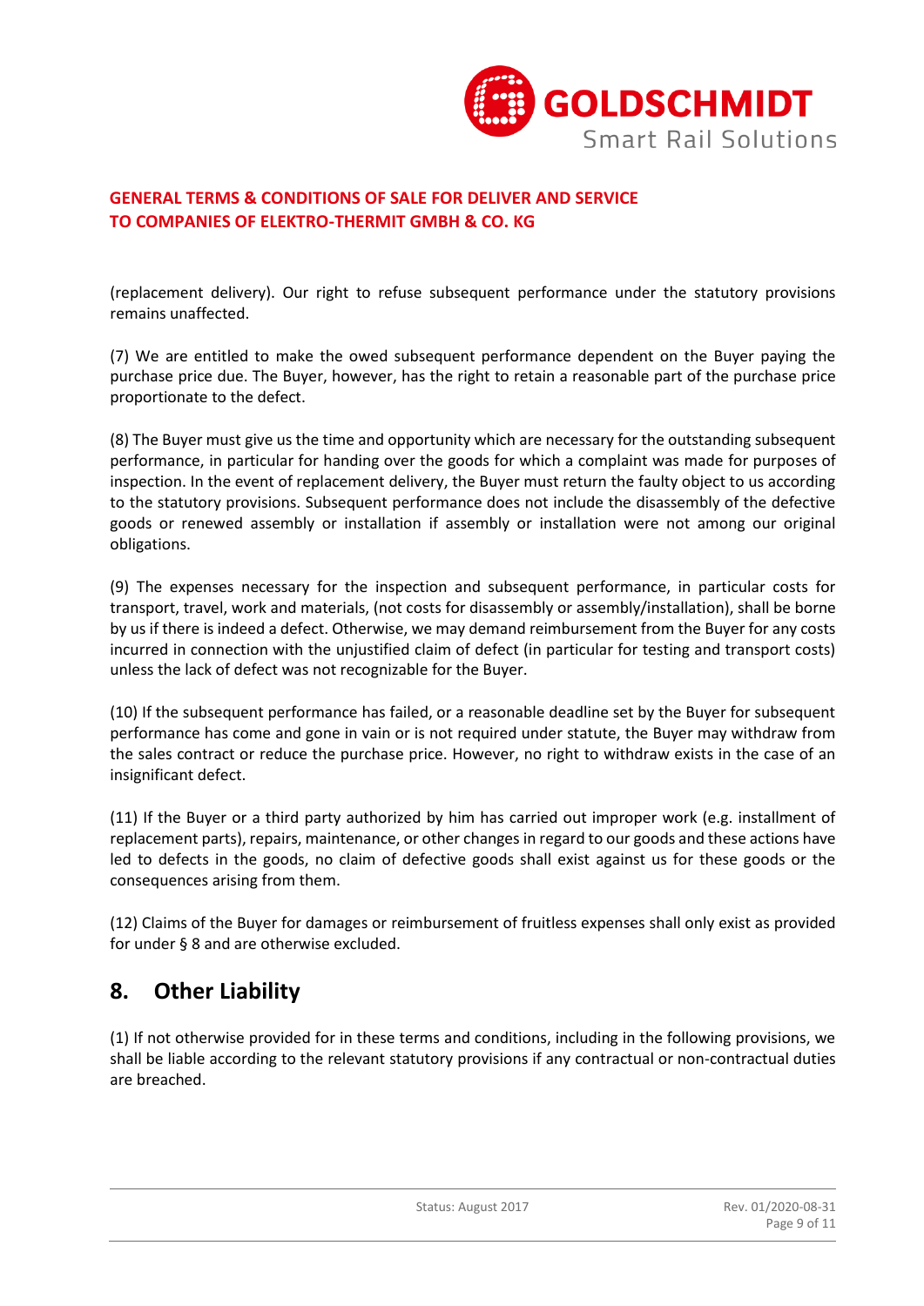(replacement delivery). Our right to refuse subsequent performance under the statutory provisions remains unaffected.

(7) We are entitled to make the owed subsequent performance dependent on the Buyer paying the purchase price due. The Buyer, however, has the right to retain a reasonable part of the purchase price proportionate to the defect.

(8) The Buyer must give us the time and opportunity which are necessary for the outstanding subsequent performance, in particular for handing over the goods for which a complaint was made for purposes of inspection. In the event of replacement delivery, the Buyer must return the faulty object to us according to the statutory provisions. Subsequent performance does not include the disassembly of the defective goods or renewed assembly or installation if assembly or installation were not among our original obligations.

(9) The expenses necessary for the inspection and subsequent performance, in particular costs for transport, travel, work and materials, (not costs for disassembly or assembly/installation), shall be borne by us if there is indeed a defect. Otherwise, we may demand reimbursement from the Buyer for any costs incurred in connection with the unjustified claim of defect (in particular for testing and transport costs) unless the lack of defect was not recognizable for the Buyer.

(10) If the subsequent performance has failed, or a reasonable deadline set by the Buyer for subsequent performance has come and gone in vain or is not required under statute, the Buyer may withdraw from the sales contract or reduce the purchase price. However, no right to withdraw exists in the case of an insignificant defect.

(11) If the Buyer or a third party authorized by him has carried out improper work (e.g. installment of replacement parts), repairs, maintenance, or other changes in regard to our goods and these actions have led to defects in the goods, no claim of defective goods shall exist against us for these goods or the consequences arising from them.

(12) Claims of the Buyer for damages or reimbursement of fruitless expenses shall only exist as provided for under § 8 and are otherwise excluded.

## 8. Other Liability

(1) If not otherwise provided for in these terms and conditions, including in the following provisions, we shall be liable according to the relevant statutory provisions if any contractual or non-contractual duties are breached.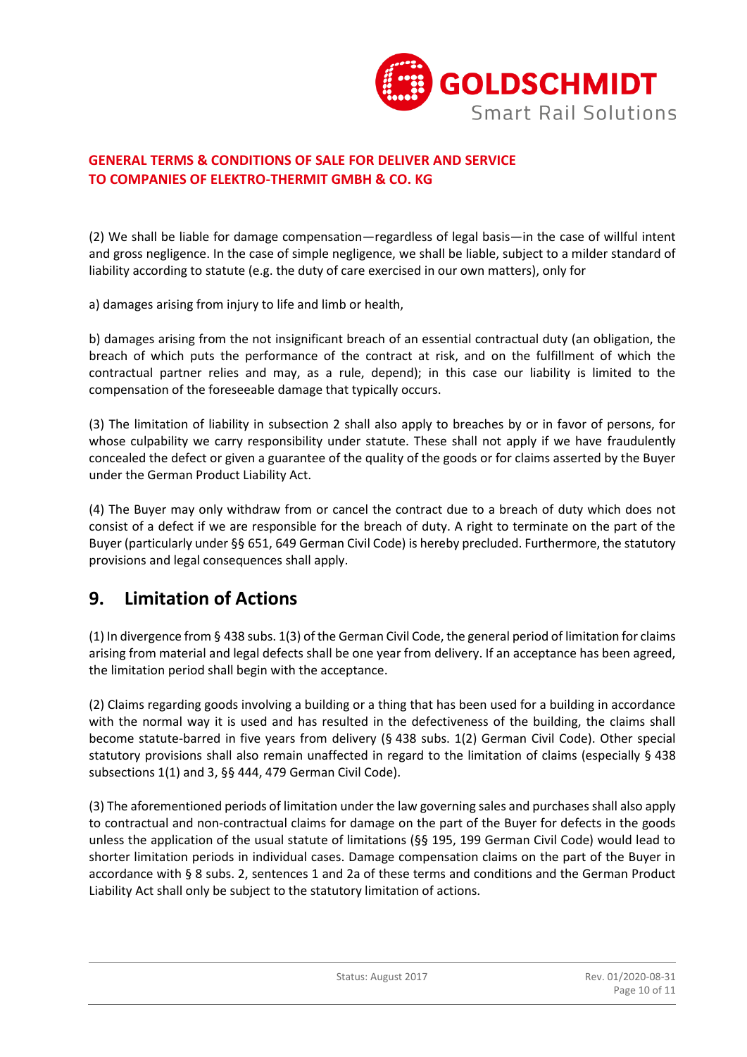(2) We shall be liable for damage compensation—regardless of legal basis—in the case of willful intent and gross negligence. In the case of simple negligence, we shall be liable, subject to a milder standard of liability according to statute (e.g. the duty of care exercised in our own matters), only for

a) damages arising from injury to life and limb or health,

b) damages arising from the not insignificant breach of an essential contractual duty (an obligation, the breach of which puts the performance of the contract at risk, and on the fulfillment of which the contractual partner relies and may, as a rule, depend); in this case our liability is limited to the compensation of the foreseeable damage that typically occurs.

(3) The limitation of liability in subsection 2 shall also apply to breaches by or in favor of persons, for whose culpability we carry responsibility under statute. These shall not apply if we have fraudulently concealed the defect or given a guarantee of the quality of the goods or for claims asserted by the Buyer under the German Product Liability Act.

(4) The Buyer may only withdraw from or cancel the contract due to a breach of duty which does not consist of a defect if we are responsible for the breach of duty. A right to terminate on the part of the Buyer (particularly under §§ 651, 649 German Civil Code) is hereby precluded. Furthermore, the statutory provisions and legal consequences shall apply.

## 9. Limitation of Actions

(1) In divergence from § 438 subs. 1(3) of the German Civil Code, the general period of limitation for claims arising from material and legal defects shall be one year from delivery. If an acceptance has been agreed, the limitation period shall begin with the acceptance.

(2) Claims regarding goods involving a building or a thing that has been used for a building in accordance with the normal way it is used and has resulted in the defectiveness of the building, the claims shall become statute-barred in five years from delivery (§ 438 subs. 1(2) German Civil Code). Other special statutory provisions shall also remain unaffected in regard to the limitation of claims (especially § 438 subsections 1(1) and 3, §§ 444, 479 German Civil Code).

(3) The aforementioned periods of limitation under the law governing sales and purchases shall also apply to contractual and non-contractual claims for damage on the part of the Buyer for defects in the goods unless the application of the usual statute of limitations (§§ 195, 199 German Civil Code) would lead to shorter limitation periods in individual cases. Damage compensation claims on the part of the Buyer in accordance with § 8 subs. 2, sentences 1 and 2a of these terms and conditions and the German Product Liability Act shall only be subject to the statutory limitation of actions.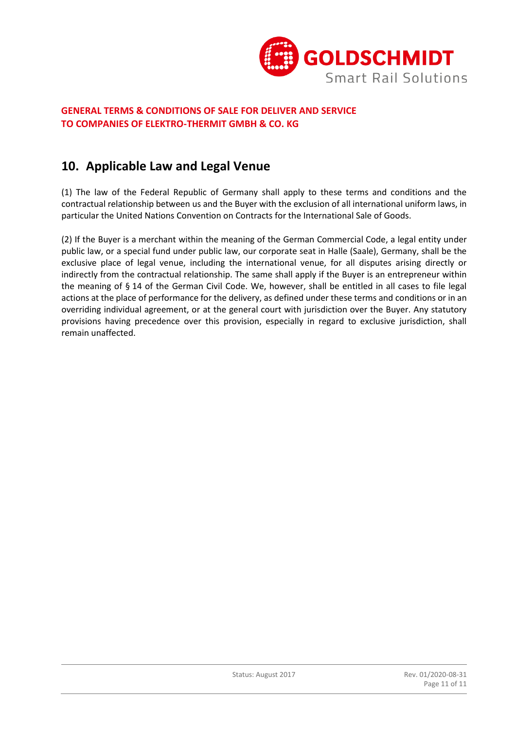## 10. Applicable Law and Legal Venue

(1) The law of the Federal Republic of Germany shall apply to these terms and conditions and the contractual relationship between us and the Buyer with the exclusion of all international uniform laws, in particular the United Nations Convention on Contracts for the International Sale of Goods.

(2) If the Buyer is a merchant within the meaning of the German Commercial Code, a legal entity under public law, or a special fund under public law, our corporate seat in Halle (Saale), Germany, shall be the exclusive place of legal venue, including the international venue, for all disputes arising directly or indirectly from the contractual relationship. The same shall apply if the Buyer is an entrepreneur within the meaning of § 14 of the German Civil Code. We, however, shall be entitled in all cases to file legal actions at the place of performance for the delivery, as defined under these terms and conditions or in an overriding individual agreement, or at the general court with jurisdiction over the Buyer. Any statutory provisions having precedence over this provision, especially in regard to exclusive jurisdiction, shall remain unaffected.